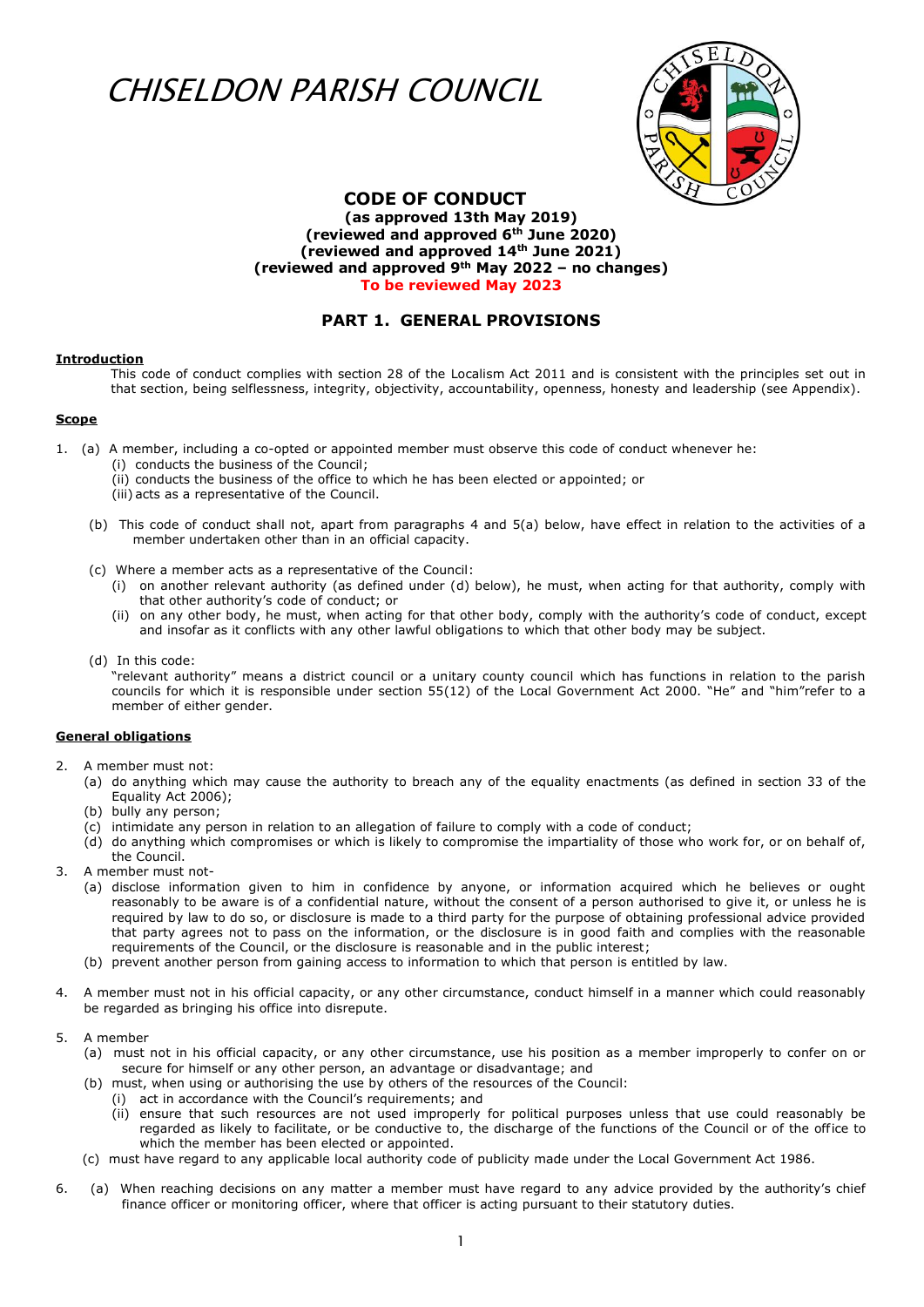# CHISELDON PARISH COUNCIL

## CODE OF CONDUCT

**(as approved 13th May 2019)**
**(reviewed and approved 6th June 2020)**
**(reviewed and approved 14th June 2021)**
**(reviewed and approved 9th May 2022 – no changes)**
**To be reviewed May 2023**

## PART 1. GENERAL PROVISIONS

**Introduction**

This code of conduct complies with section 28 of the Localism Act 2011 and is consistent with the principles set out in that section, being selflessness, integrity, objectivity, accountability, openness, honesty and leadership (see Appendix).

**Scope**

1. (a) A member, including a co-opted or appointed member must observe this code of conduct whenever he:
   (i) conducts the business of the Council;
   (ii) conducts the business of the office to which he has been elected or appointed; or
   (iii) acts as a representative of the Council.

   (b) This code of conduct shall not, apart from paragraphs 4 and 5(a) below, have effect in relation to the activities of a member undertaken other than in an official capacity.

   (c) Where a member acts as a representative of the Council:
   (i) on another relevant authority (as defined under (d) below), he must, when acting for that authority, comply with that other authority's code of conduct; or
   (ii) on any other body, he must, when acting for that other body, comply with the authority's code of conduct, except and insofar as it conflicts with any other lawful obligations to which that other body may be subject.

   (d) In this code:
   "relevant authority" means a district council or a unitary county council which has functions in relation to the parish councils for which it is responsible under section 55(12) of the Local Government Act 2000. "He" and "him"refer to a member of either gender.

**General obligations**

2. A member must not:
   (a) do anything which may cause the authority to breach any of the equality enactments (as defined in section 33 of the Equality Act 2006);
   (b) bully any person;
   (c) intimidate any person in relation to an allegation of failure to comply with a code of conduct;
   (d) do anything which compromises or which is likely to compromise the impartiality of those who work for, or on behalf of, the Council.
3. A member must not-
   (a) disclose information given to him in confidence by anyone, or information acquired which he believes or ought reasonably to be aware is of a confidential nature, without the consent of a person authorised to give it, or unless he is required by law to do so, or disclosure is made to a third party for the purpose of obtaining professional advice provided that party agrees not to pass on the information, or the disclosure is in good faith and complies with the reasonable requirements of the Council, or the disclosure is reasonable and in the public interest;
   (b) prevent another person from gaining access to information to which that person is entitled by law.

4. A member must not in his official capacity, or any other circumstance, conduct himself in a manner which could reasonably be regarded as bringing his office into disrepute.

5. A member
   (a) must not in his official capacity, or any other circumstance, use his position as a member improperly to confer on or secure for himself or any other person, an advantage or disadvantage; and
   (b) must, when using or authorising the use by others of the resources of the Council:
      (i) act in accordance with the Council's requirements; and
      (ii) ensure that such resources are not used improperly for political purposes unless that use could reasonably be regarded as likely to facilitate, or be conductive to, the discharge of the functions of the Council or of the office to which the member has been elected or appointed.
   (c) must have regard to any applicable local authority code of publicity made under the Local Government Act 1986.

6. (a) When reaching decisions on any matter a member must have regard to any advice provided by the authority's chief finance officer or monitoring officer, where that officer is acting pursuant to their statutory duties.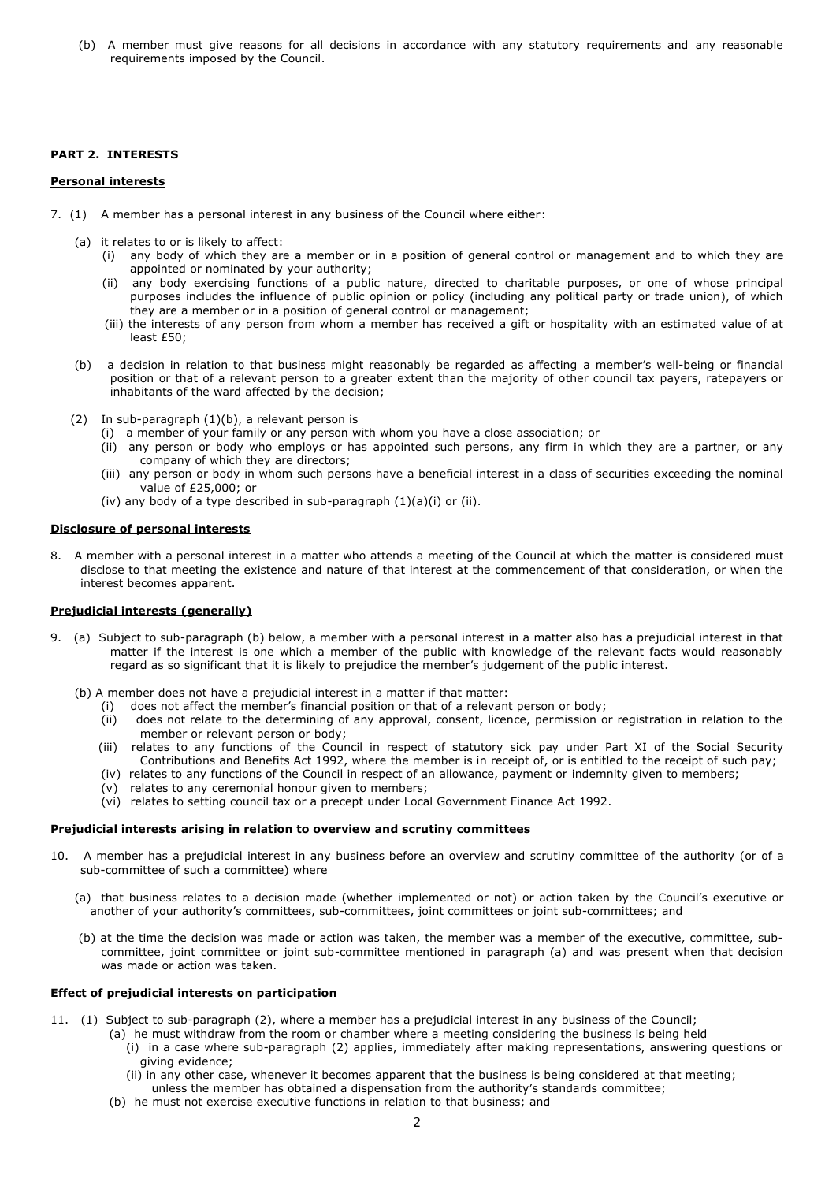(b) A member must give reasons for all decisions in accordance with any statutory requirements and any reasonable requirements imposed by the Council.

## PART 2. INTERESTS

### Personal interests

7. (1) A member has a personal interest in any business of the Council where either:

   (a) it relates to or is likely to affect:
      (i) any body of which they are a member or in a position of general control or management and to which they are appointed or nominated by your authority;
      (ii) any body exercising functions of a public nature, directed to charitable purposes, or one of whose principal purposes includes the influence of public opinion or policy (including any political party or trade union), of which they are a member or in a position of general control or management;
      (iii) the interests of any person from whom a member has received a gift or hospitality with an estimated value of at least £50;

   (b) a decision in relation to that business might reasonably be regarded as affecting a member's well-being or financial position or that of a relevant person to a greater extent than the majority of other council tax payers, ratepayers or inhabitants of the ward affected by the decision;

   (2) In sub-paragraph (1)(b), a relevant person is
      (i) a member of your family or any person with whom you have a close association; or
      (ii) any person or body who employs or has appointed such persons, any firm in which they are a partner, or any company of which they are directors;
      (iii) any person or body in whom such persons have a beneficial interest in a class of securities exceeding the nominal value of £25,000; or
      (iv) any body of a type described in sub-paragraph (1)(a)(i) or (ii).

### Disclosure of personal interests

8. A member with a personal interest in a matter who attends a meeting of the Council at which the matter is considered must disclose to that meeting the existence and nature of that interest at the commencement of that consideration, or when the interest becomes apparent.

### Prejudicial interests (generally)

9. (a) Subject to sub-paragraph (b) below, a member with a personal interest in a matter also has a prejudicial interest in that matter if the interest is one which a member of the public with knowledge of the relevant facts would reasonably regard as so significant that it is likely to prejudice the member's judgement of the public interest.

   (b) A member does not have a prejudicial interest in a matter if that matter:
      (i) does not affect the member's financial position or that of a relevant person or body;
      (ii) does not relate to the determining of any approval, consent, licence, permission or registration in relation to the member or relevant person or body;
      (iii) relates to any functions of the Council in respect of statutory sick pay under Part XI of the Social Security Contributions and Benefits Act 1992, where the member is in receipt of, or is entitled to the receipt of such pay;
      (iv) relates to any functions of the Council in respect of an allowance, payment or indemnity given to members;
      (v) relates to any ceremonial honour given to members;
      (vi) relates to setting council tax or a precept under Local Government Finance Act 1992.

### Prejudicial interests arising in relation to overview and scrutiny committees

10. A member has a prejudicial interest in any business before an overview and scrutiny committee of the authority (or of a sub-committee of such a committee) where

   (a) that business relates to a decision made (whether implemented or not) or action taken by the Council's executive or another of your authority's committees, sub-committees, joint committees or joint sub-committees; and

   (b) at the time the decision was made or action was taken, the member was a member of the executive, committee, sub-committee, joint committee or joint sub-committee mentioned in paragraph (a) and was present when that decision was made or action was taken.

### Effect of prejudicial interests on participation

11. (1) Subject to sub-paragraph (2), where a member has a prejudicial interest in any business of the Council;
   (a) he must withdraw from the room or chamber where a meeting considering the business is being held
      (i) in a case where sub-paragraph (2) applies, immediately after making representations, answering questions or giving evidence;
      (ii) in any other case, whenever it becomes apparent that the business is being considered at that meeting;
      unless the member has obtained a dispensation from the authority's standards committee;
   (b) he must not exercise executive functions in relation to that business; and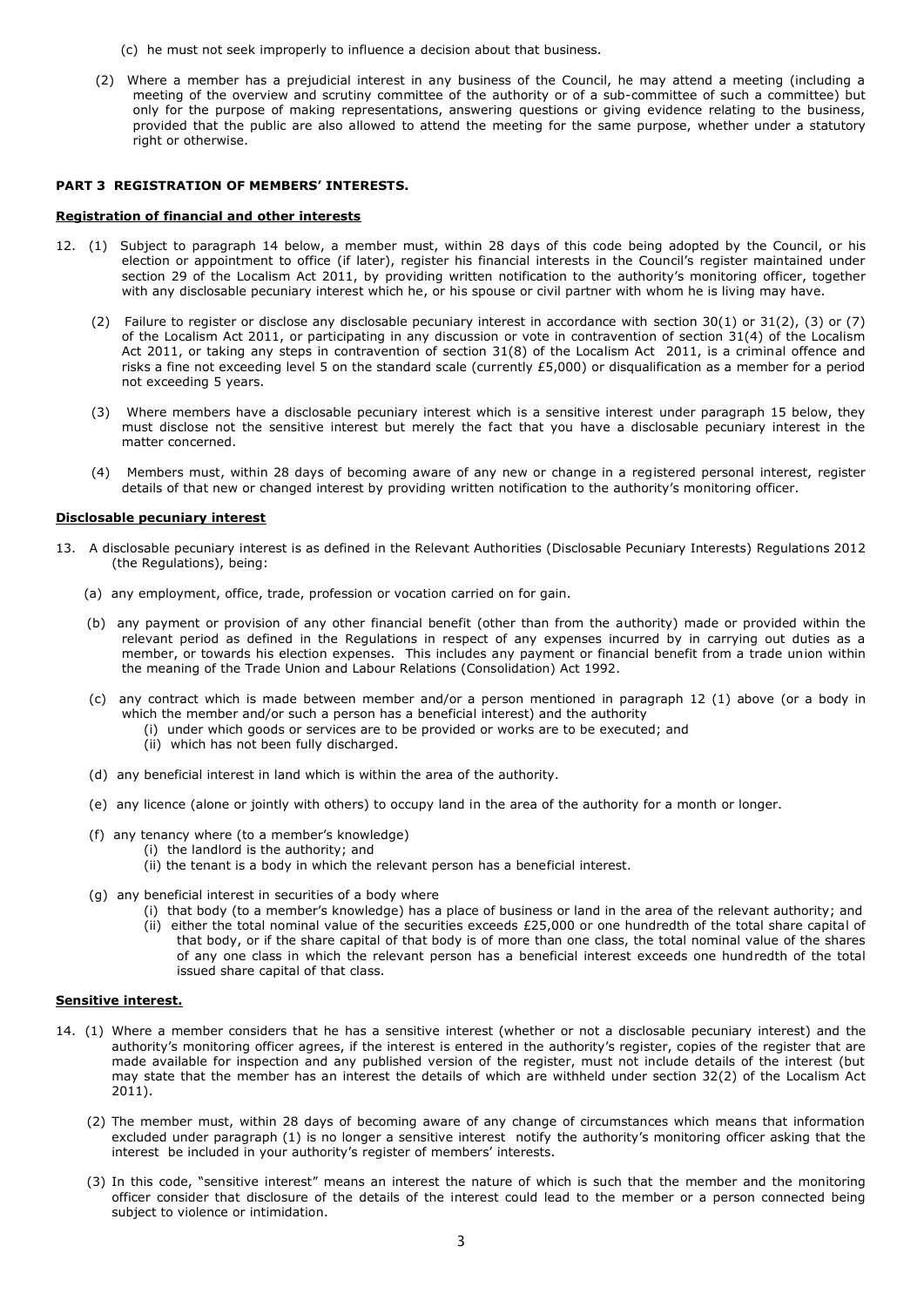(c) he must not seek improperly to influence a decision about that business.

(2) Where a member has a prejudicial interest in any business of the Council, he may attend a meeting (including a meeting of the overview and scrutiny committee of the authority or of a sub-committee of such a committee) but only for the purpose of making representations, answering questions or giving evidence relating to the business, provided that the public are also allowed to attend the meeting for the same purpose, whether under a statutory right or otherwise.

### PART 3 REGISTRATION OF MEMBERS' INTERESTS.

**Registration of financial and other interests**

12. (1) Subject to paragraph 14 below, a member must, within 28 days of this code being adopted by the Council, or his election or appointment to office (if later), register his financial interests in the Council's register maintained under section 29 of the Localism Act 2011, by providing written notification to the authority's monitoring officer, together with any disclosable pecuniary interest which he, or his spouse or civil partner with whom he is living may have.

    (2) Failure to register or disclose any disclosable pecuniary interest in accordance with section 30(1) or 31(2), (3) or (7) of the Localism Act 2011, or participating in any discussion or vote in contravention of section 31(4) of the Localism Act 2011, or taking any steps in contravention of section 31(8) of the Localism Act 2011, is a criminal offence and risks a fine not exceeding level 5 on the standard scale (currently £5,000) or disqualification as a member for a period not exceeding 5 years.

    (3) Where members have a disclosable pecuniary interest which is a sensitive interest under paragraph 15 below, they must disclose not the sensitive interest but merely the fact that you have a disclosable pecuniary interest in the matter concerned.

    (4) Members must, within 28 days of becoming aware of any new or change in a registered personal interest, register details of that new or changed interest by providing written notification to the authority's monitoring officer.

**Disclosable pecuniary interest**

13. A disclosable pecuniary interest is as defined in the Relevant Authorities (Disclosable Pecuniary Interests) Regulations 2012 (the Regulations), being:

    (a) any employment, office, trade, profession or vocation carried on for gain.

    (b) any payment or provision of any other financial benefit (other than from the authority) made or provided within the relevant period as defined in the Regulations in respect of any expenses incurred by in carrying out duties as a member, or towards his election expenses. This includes any payment or financial benefit from a trade union within the meaning of the Trade Union and Labour Relations (Consolidation) Act 1992.

    (c) any contract which is made between member and/or a person mentioned in paragraph 12 (1) above (or a body in which the member and/or such a person has a beneficial interest) and the authority
        (i) under which goods or services are to be provided or works are to be executed; and
        (ii) which has not been fully discharged.

    (d) any beneficial interest in land which is within the area of the authority.

    (e) any licence (alone or jointly with others) to occupy land in the area of the authority for a month or longer.

    (f) any tenancy where (to a member's knowledge)
        (i) the landlord is the authority; and
        (ii) the tenant is a body in which the relevant person has a beneficial interest.

    (g) any beneficial interest in securities of a body where
        (i) that body (to a member's knowledge) has a place of business or land in the area of the relevant authority; and
        (ii) either the total nominal value of the securities exceeds £25,000 or one hundredth of the total share capital of that body, or if the share capital of that body is of more than one class, the total nominal value of the shares of any one class in which the relevant person has a beneficial interest exceeds one hundredth of the total issued share capital of that class.

**Sensitive interest.**

14. (1) Where a member considers that he has a sensitive interest (whether or not a disclosable pecuniary interest) and the authority's monitoring officer agrees, if the interest is entered in the authority's register, copies of the register that are made available for inspection and any published version of the register, must not include details of the interest (but may state that the member has an interest the details of which are withheld under section 32(2) of the Localism Act 2011).

    (2) The member must, within 28 days of becoming aware of any change of circumstances which means that information excluded under paragraph (1) is no longer a sensitive interest notify the authority's monitoring officer asking that the interest be included in your authority's register of members' interests.

    (3) In this code, "sensitive interest" means an interest the nature of which is such that the member and the monitoring officer consider that disclosure of the details of the interest could lead to the member or a person connected being subject to violence or intimidation.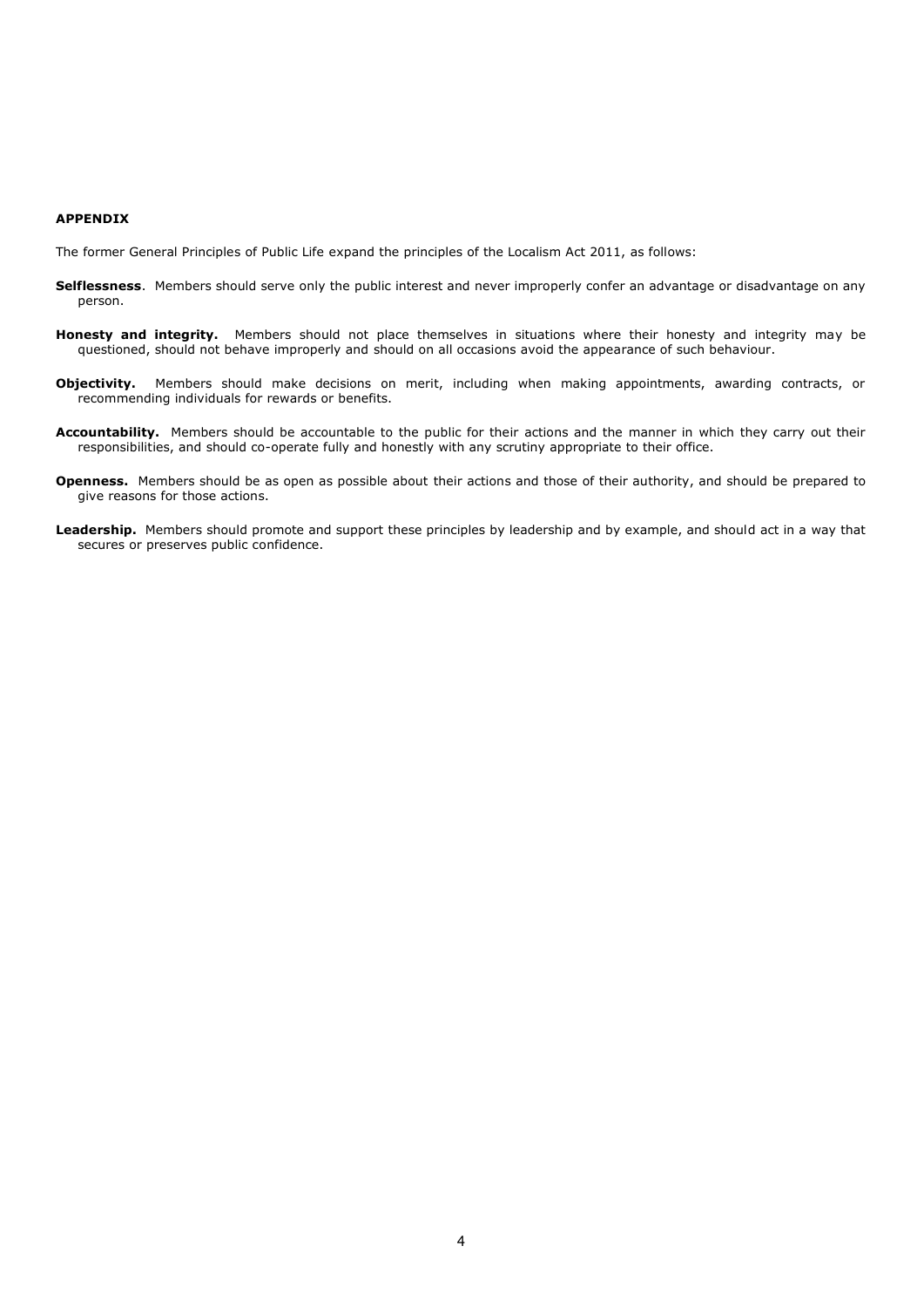**APPENDIX**

The former General Principles of Public Life expand the principles of the Localism Act 2011, as follows:

**Selflessness**. Members should serve only the public interest and never improperly confer an advantage or disadvantage on any person.

**Honesty and integrity.** Members should not place themselves in situations where their honesty and integrity may be questioned, should not behave improperly and should on all occasions avoid the appearance of such behaviour.

**Objectivity.** Members should make decisions on merit, including when making appointments, awarding contracts, or recommending individuals for rewards or benefits.

**Accountability.** Members should be accountable to the public for their actions and the manner in which they carry out their responsibilities, and should co-operate fully and honestly with any scrutiny appropriate to their office.

**Openness.** Members should be as open as possible about their actions and those of their authority, and should be prepared to give reasons for those actions.

**Leadership.** Members should promote and support these principles by leadership and by example, and should act in a way that secures or preserves public confidence.